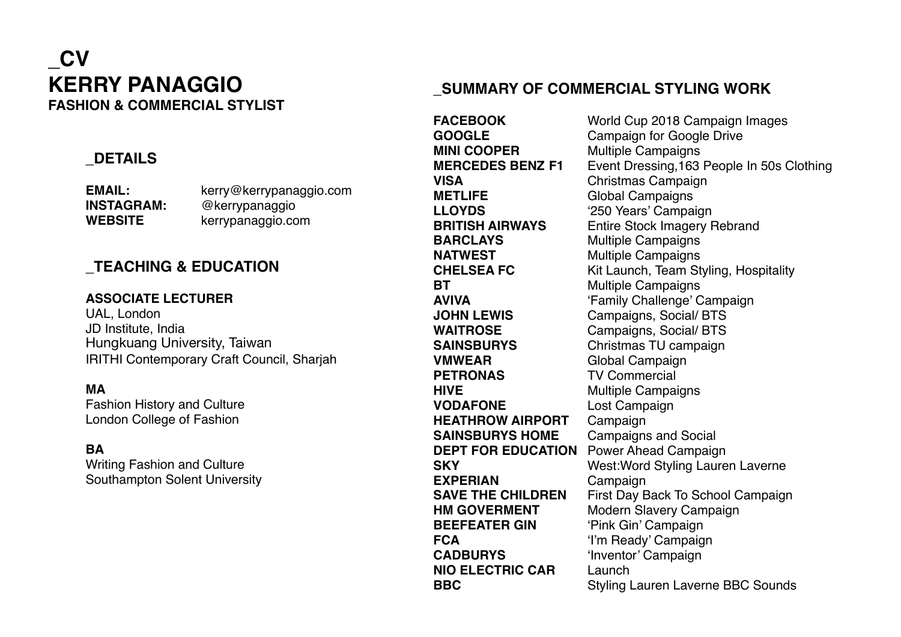# _CV

# KERRY PANAGGIO

**FASHION & COMMERCIAL STYLIST**

## _DETAILS

| | |
|---|---|
| **EMAIL:** | kerry@kerrypanaggio.com |
| **INSTAGRAM:** | @kerrypanaggio |
| **WEBSITE** | kerrypanaggio.com |

## _TEACHING & EDUCATION

**ASSOCIATE LECTURER**
UAL, London
JD Institute, India
Hungkuang University, Taiwan
IRITHI Contemporary Craft Council, Sharjah

**MA**
Fashion History and Culture
London College of Fashion

**BA**
Writing Fashion and Culture
Southampton Solent University

## _SUMMARY OF COMMERCIAL STYLING WORK

| | |
|---|---|
| **FACEBOOK** | World Cup 2018 Campaign Images |
| **GOOGLE** | Campaign for Google Drive |
| **MINI COOPER** | Multiple Campaigns |
| **MERCEDES BENZ F1** | Event Dressing,163 People In 50s Clothing |
| **VISA** | Christmas Campaign |
| **METLIFE** | Global Campaigns |
| **LLOYDS** | '250 Years' Campaign |
| **BRITISH AIRWAYS** | Entire Stock Imagery Rebrand |
| **BARCLAYS** | Multiple Campaigns |
| **NATWEST** | Multiple Campaigns |
| **CHELSEA FC** | Kit Launch, Team Styling, Hospitality |
| **BT** | Multiple Campaigns |
| **AVIVA** | 'Family Challenge' Campaign |
| **JOHN LEWIS** | Campaigns, Social/ BTS |
| **WAITROSE** | Campaigns, Social/ BTS |
| **SAINSBURYS** | Christmas TU campaign |
| **VMWEAR** | Global Campaign |
| **PETRONAS** | TV Commercial |
| **HIVE** | Multiple Campaigns |
| **VODAFONE** | Lost Campaign |
| **HEATHROW AIRPORT** | Campaign |
| **SAINSBURYS HOME** | Campaigns and Social |
| **DEPT FOR EDUCATION** | Power Ahead Campaign |
| **SKY** | West:Word Styling Lauren Laverne |
| **EXPERIAN** | Campaign |
| **SAVE THE CHILDREN** | First Day Back To School Campaign |
| **HM GOVERMENT** | Modern Slavery Campaign |
| **BEEFEATER GIN** | 'Pink Gin' Campaign |
| **FCA** | 'I'm Ready' Campaign |
| **CADBURYS** | 'Inventor' Campaign |
| **NIO ELECTRIC CAR** | Launch |
| **BBC** | Styling Lauren Laverne BBC Sounds |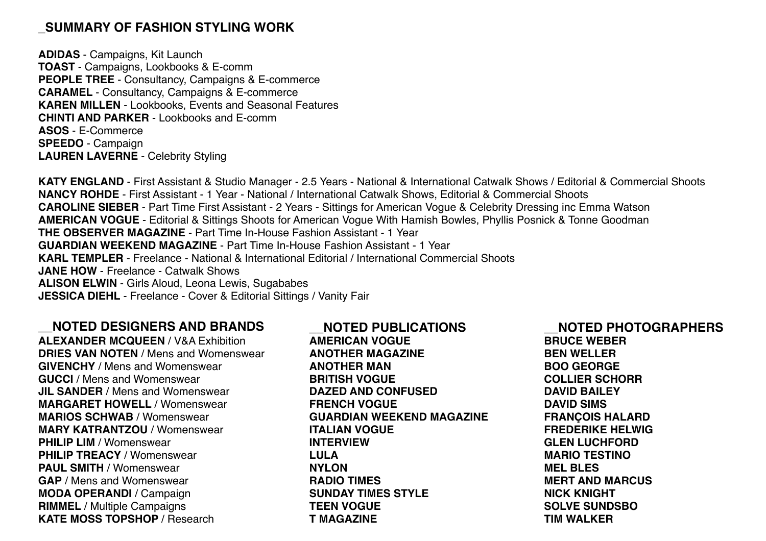## _SUMMARY OF FASHION STYLING WORK

**ADIDAS** - Campaigns, Kit Launch
**TOAST** - Campaigns, Lookbooks & E-comm
**PEOPLE TREE** - Consultancy, Campaigns & E-commerce
**CARAMEL** - Consultancy, Campaigns & E-commerce
**KAREN MILLEN** - Lookbooks, Events and Seasonal Features
**CHINTI AND PARKER** - Lookbooks and E-comm
**ASOS** - E-Commerce
**SPEEDO** - Campaign
**LAUREN LAVERNE** - Celebrity Styling

**KATY ENGLAND** - First Assistant & Studio Manager - 2.5 Years - National & International Catwalk Shows / Editorial & Commercial Shoots
**NANCY ROHDE** - First Assistant - 1 Year - National / International Catwalk Shows, Editorial & Commercial Shoots
**CAROLINE SIEBER** - Part Time First Assistant - 2 Years - Sittings for American Vogue & Celebrity Dressing inc Emma Watson
**AMERICAN VOGUE** - Editorial & Sittings Shoots for American Vogue With Hamish Bowles, Phyllis Posnick & Tonne Goodman
**THE OBSERVER MAGAZINE** - Part Time In-House Fashion Assistant - 1 Year
**GUARDIAN WEEKEND MAGAZINE** - Part Time In-House Fashion Assistant - 1 Year
**KARL TEMPLER** - Freelance - National & International Editorial / International Commercial Shoots
**JANE HOW** - Freelance - Catwalk Shows
**ALISON ELWIN** - Girls Aloud, Leona Lewis, Sugababes
**JESSICA DIEHL** - Freelance - Cover & Editorial Sittings / Vanity Fair

## __NOTED DESIGNERS AND BRANDS

**ALEXANDER MCQUEEN** / V&A Exhibition
**DRIES VAN NOTEN** / Mens and Womenswear
**GIVENCHY** / Mens and Womenswear
**GUCCI** / Mens and Womenswear
**JIL SANDER** / Mens and Womenswear
**MARGARET HOWELL** / Womenswear
**MARIOS SCHWAB** / Womenswear
**MARY KATRANTZOU** / Womenswear
**PHILIP LIM** / Womenswear
**PHILIP TREACY** / Womenswear
**PAUL SMITH** / Womenswear
**GAP** / Mens and Womenswear
**MODA OPERANDI** / Campaign
**RIMMEL** / Multiple Campaigns
**KATE MOSS TOPSHOP** / Research

## __NOTED PUBLICATIONS

**AMERICAN VOGUE**
**ANOTHER MAGAZINE**
**ANOTHER MAN**
**BRITISH VOGUE**
**DAZED AND CONFUSED**
**FRENCH VOGUE**
**GUARDIAN WEEKEND MAGAZINE**
**ITALIAN VOGUE**
**INTERVIEW**
**LULA**
**NYLON**
**RADIO TIMES**
**SUNDAY TIMES STYLE**
**TEEN VOGUE**
**T MAGAZINE**

## __NOTED PHOTOGRAPHERS

**BRUCE WEBER**
**BEN WELLER**
**BOO GEORGE**
**COLLIER SCHORR**
**DAVID BAILEY**
**DAVID SIMS**
**FRANÇOIS HALARD**
**FREDERIKE HELWIG**
**GLEN LUCHFORD**
**MARIO TESTINO**
**MEL BLES**
**MERT AND MARCUS**
**NICK KNIGHT**
**SOLVE SUNDSBO**
**TIM WALKER**